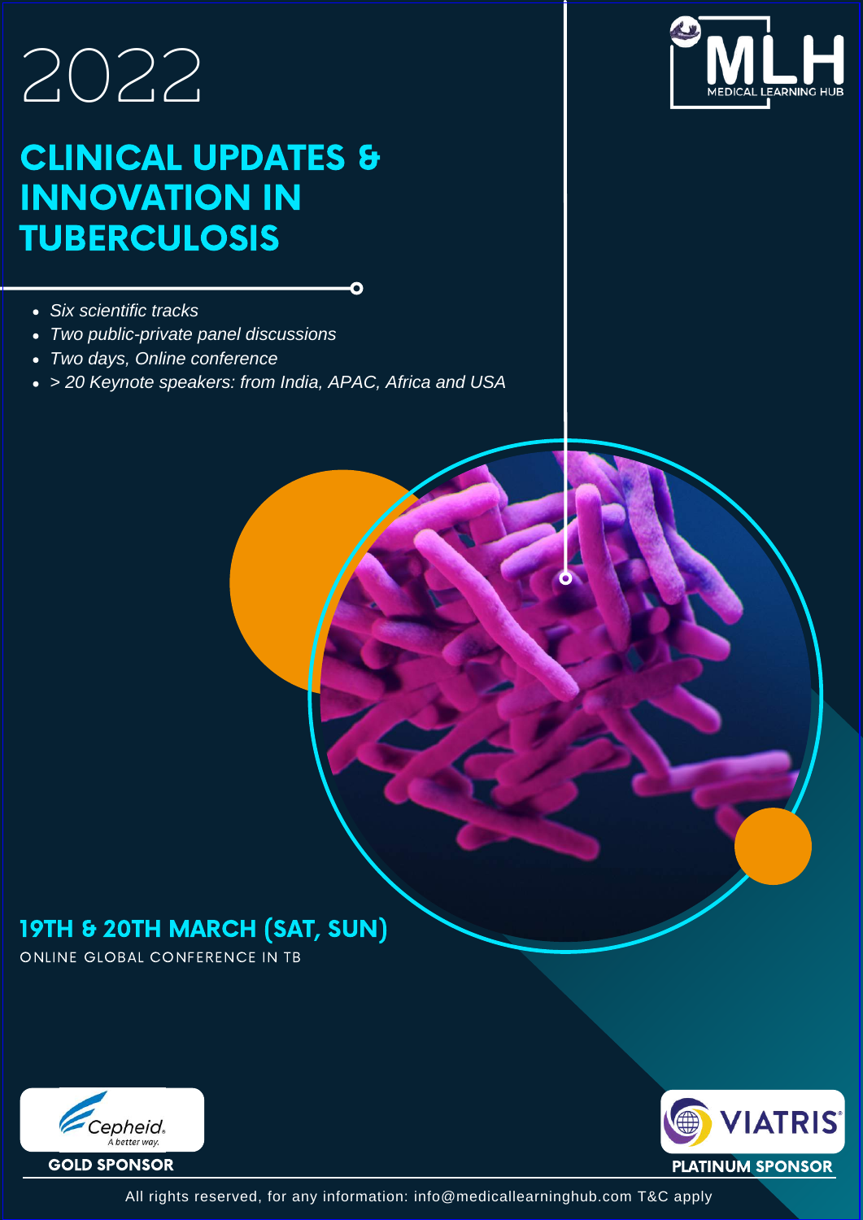# 2022

# CLINICAL UPDATES & INNOVATION IN TUBERCULOSIS

MLH
MEDICAL LEARNING HUB

- *Six scientific tracks*
- *Two public-private panel discussions*
- *Two days, Online conference*
- *> 20 Keynote speakers: from India, APAC, Africa and USA*

## 19TH & 20TH MARCH (SAT, SUN)

ONLINE GLOBAL CONFERENCE IN TB

Cepheid. A better way.
**GOLD SPONSOR**

VIATRIS
**PLATINUM SPONSOR**

All rights reserved, for any information: info@medicallearninghub.com T&C apply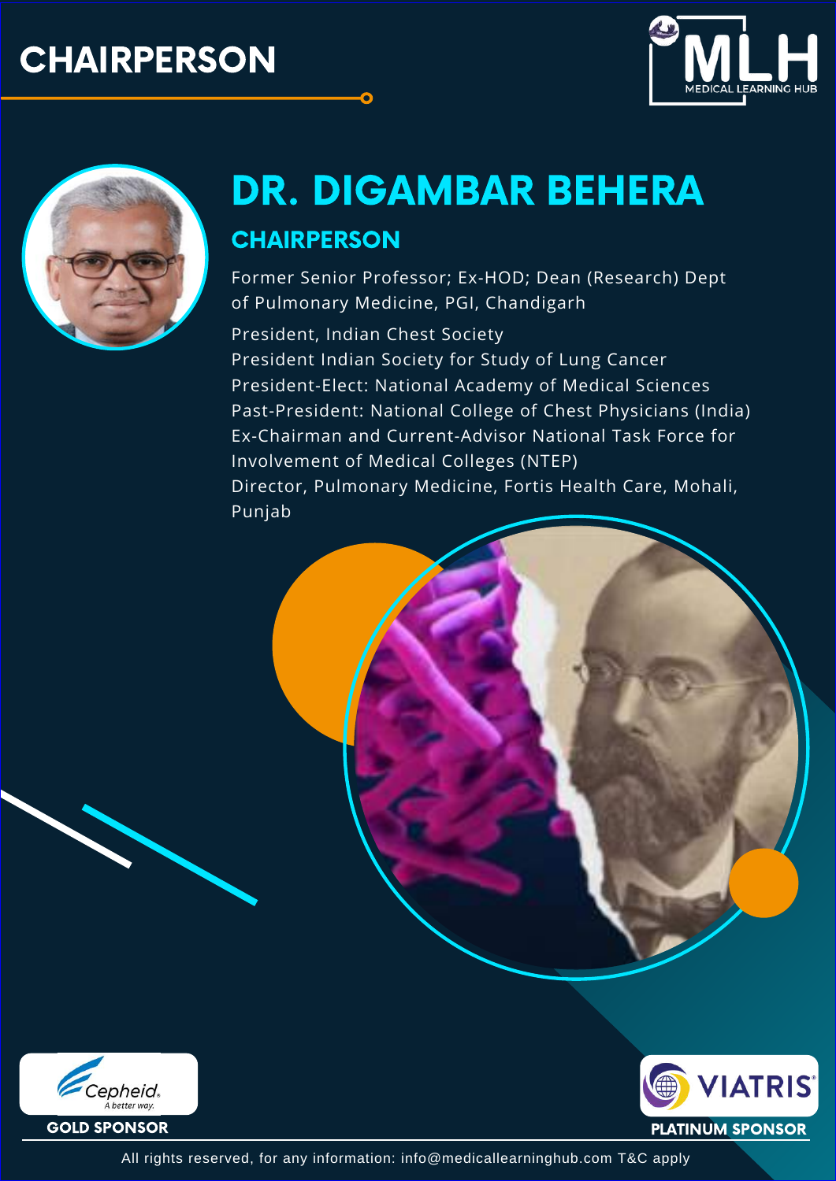# CHAIRPERSON

MLH
MEDICAL LEARNING HUB

## DR. DIGAMBAR BEHERA

### CHAIRPERSON

Former Senior Professor; Ex-HOD; Dean (Research) Dept of Pulmonary Medicine, PGI, Chandigarh

President, Indian Chest Society
President Indian Society for Study of Lung Cancer
President-Elect: National Academy of Medical Sciences
Past-President: National College of Chest Physicians (India)
Ex-Chairman and Current-Advisor National Task Force for Involvement of Medical Colleges (NTEP)
Director, Pulmonary Medicine, Fortis Health Care, Mohali, Punjab

Cepheid. A better way.
**GOLD SPONSOR**

VIATRIS
**PLATINUM SPONSOR**

All rights reserved, for any information: info@medicallearninghub.com T&C apply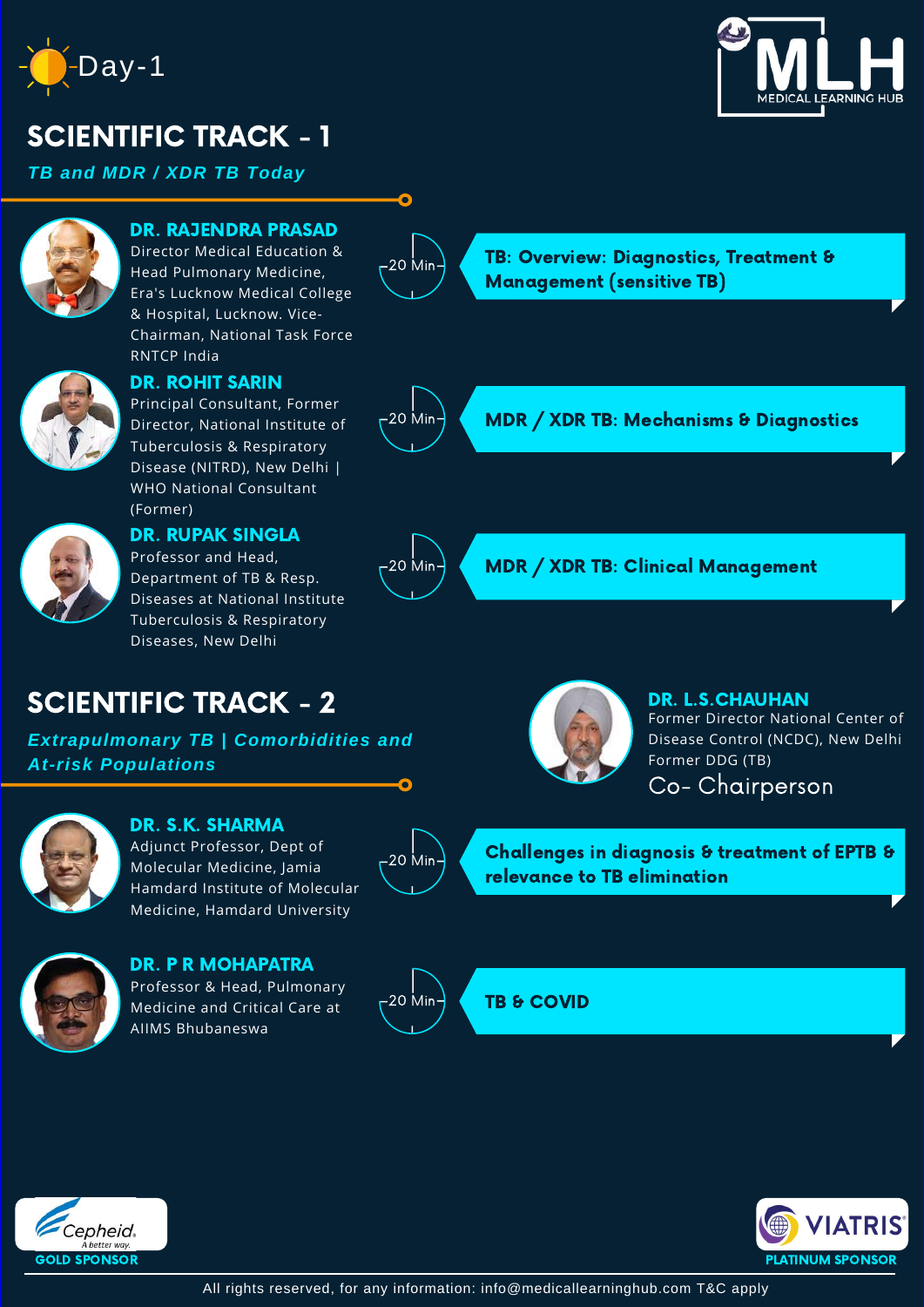Day-1

MLH MEDICAL LEARNING HUB

# SCIENTIFIC TRACK - 1

*TB and MDR / XDR TB Today*

### DR. RAJENDRA PRASAD

Director Medical Education & Head Pulmonary Medicine, Era's Lucknow Medical College & Hospital, Lucknow. Vice-Chairman, National Task Force RNTCP India

20 Min

**TB: Overview: Diagnostics, Treatment & Management (sensitive TB)**

### DR. ROHIT SARIN

Principal Consultant, Former Director, National Institute of Tuberculosis & Respiratory Disease (NITRD), New Delhi | WHO National Consultant (Former)

20 Min

**MDR / XDR TB: Mechanisms & Diagnostics**

### DR. RUPAK SINGLA

Professor and Head, Department of TB & Resp. Diseases at National Institute Tuberculosis & Respiratory Diseases, New Delhi

20 Min

**MDR / XDR TB: Clinical Management**

# SCIENTIFIC TRACK - 2

*Extrapulmonary TB | Comorbidities and At-risk Populations*

### DR. L.S.CHAUHAN

Former Director National Center of Disease Control (NCDC), New Delhi Former DDG (TB)

Co- Chairperson

### DR. S.K. SHARMA

Adjunct Professor, Dept of Molecular Medicine, Jamia Hamdard Institute of Molecular Medicine, Hamdard University

20 Min

**Challenges in diagnosis & treatment of EPTB & relevance to TB elimination**

### DR. P R MOHAPATRA

Professor & Head, Pulmonary Medicine and Critical Care at AIIMS Bhubaneswa

20 Min

**TB & COVID**

Cepheid. A better way. GOLD SPONSOR

VIATRIS PLATINUM SPONSOR

All rights reserved, for any information: info@medicallearninghub.com T&C apply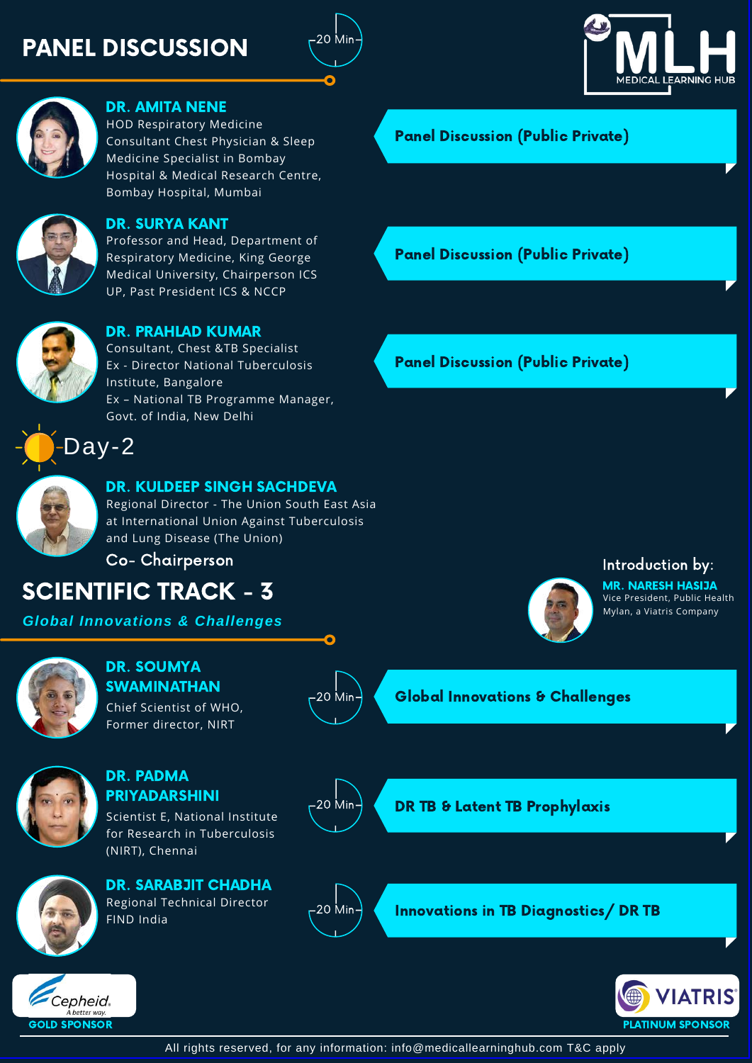## PANEL DISCUSSION

20 Min

MLH
MEDICAL LEARNING HUB

### DR. AMITA NENE
HOD Respiratory Medicine
Consultant Chest Physician & Sleep Medicine Specialist in Bombay Hospital & Medical Research Centre, Bombay Hospital, Mumbai

**Panel Discussion (Public Private)**

### DR. SURYA KANT
Professor and Head, Department of Respiratory Medicine, King George Medical University, Chairperson ICS UP, Past President ICS & NCCP

**Panel Discussion (Public Private)**

### DR. PRAHLAD KUMAR
Consultant, Chest &TB Specialist
Ex - Director National Tuberculosis Institute, Bangalore
Ex – National TB Programme Manager, Govt. of India, New Delhi

**Panel Discussion (Public Private)**

Day-2

### DR. KULDEEP SINGH SACHDEVA
Regional Director - The Union South East Asia at International Union Against Tuberculosis and Lung Disease (The Union)

Co- Chairperson

## SCIENTIFIC TRACK - 3

*Global Innovations & Challenges*

Introduction by:

**MR. NARESH HASIJA**
Vice President, Public Health
Mylan, a Viatris Company

### DR. SOUMYA SWAMINATHAN
Chief Scientist of WHO,
Former director, NIRT

20 Min

**Global Innovations & Challenges**

### DR. PADMA PRIYADARSHINI
Scientist E, National Institute for Research in Tuberculosis (NIRT), Chennai

20 Min

**DR TB & Latent TB Prophylaxis**

### DR. SARABJIT CHADHA
Regional Technical Director
FIND India

20 Min

**Innovations in TB Diagnostics/ DR TB**

Cepheid. A better way.
GOLD SPONSOR

VIATRIS
PLATINUM SPONSOR

All rights reserved, for any information: info@medicallearninghub.com T&C apply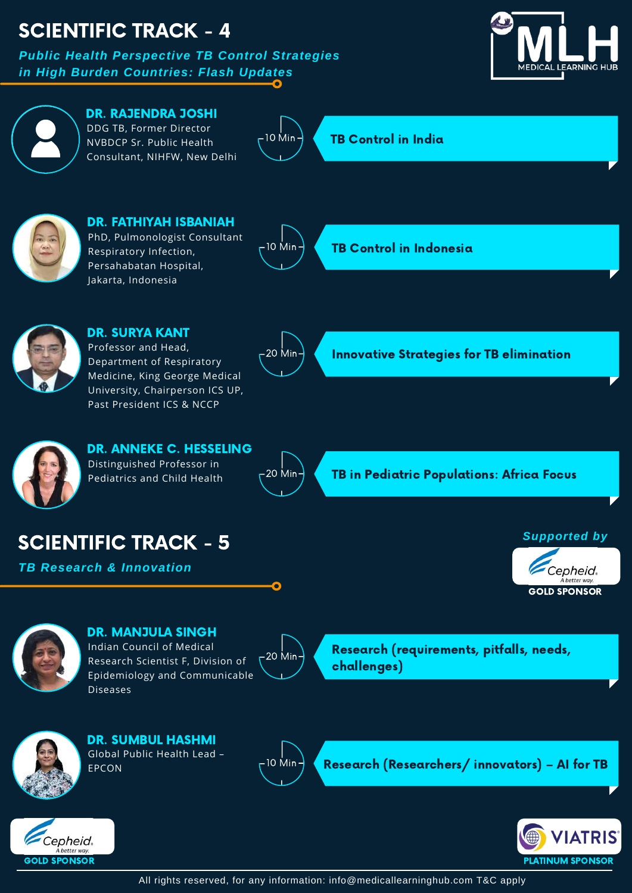# SCIENTIFIC TRACK - 4

***Public Health Perspective TB Control Strategies in High Burden Countries: Flash Updates***

MLH MEDICAL LEARNING HUB

**DR. RAJENDRA JOSHI**
DDG TB, Former Director NVBDCP Sr. Public Health Consultant, NIHFW, New Delhi

10 Min

**TB Control in India**

**DR. FATHIYAH ISBANIAH**
PhD, Pulmonologist Consultant Respiratory Infection, Persahabatan Hospital, Jakarta, Indonesia

10 Min

**TB Control in Indonesia**

**DR. SURYA KANT**
Professor and Head, Department of Respiratory Medicine, King George Medical University, Chairperson ICS UP, Past President ICS & NCCP

20 Min

**Innovative Strategies for TB elimination**

**DR. ANNEKE C. HESSELING**
Distinguished Professor in Pediatrics and Child Health

20 Min

**TB in Pediatric Populations: Africa Focus**

# SCIENTIFIC TRACK - 5

***TB Research & Innovation***

*Supported by*
Cepheid. A better way.
**GOLD SPONSOR**

**DR. MANJULA SINGH**
Indian Council of Medical Research Scientist F, Division of Epidemiology and Communicable Diseases

20 Min

**Research (requirements, pitfalls, needs, challenges)**

**DR. SUMBUL HASHMI**
Global Public Health Lead – EPCON

10 Min

**Research (Researchers/ innovators) – AI for TB**

Cepheid. A better way.
**GOLD SPONSOR**

VIATRIS
**PLATINUM SPONSOR**

All rights reserved, for any information: info@medicallearninghub.com T&C apply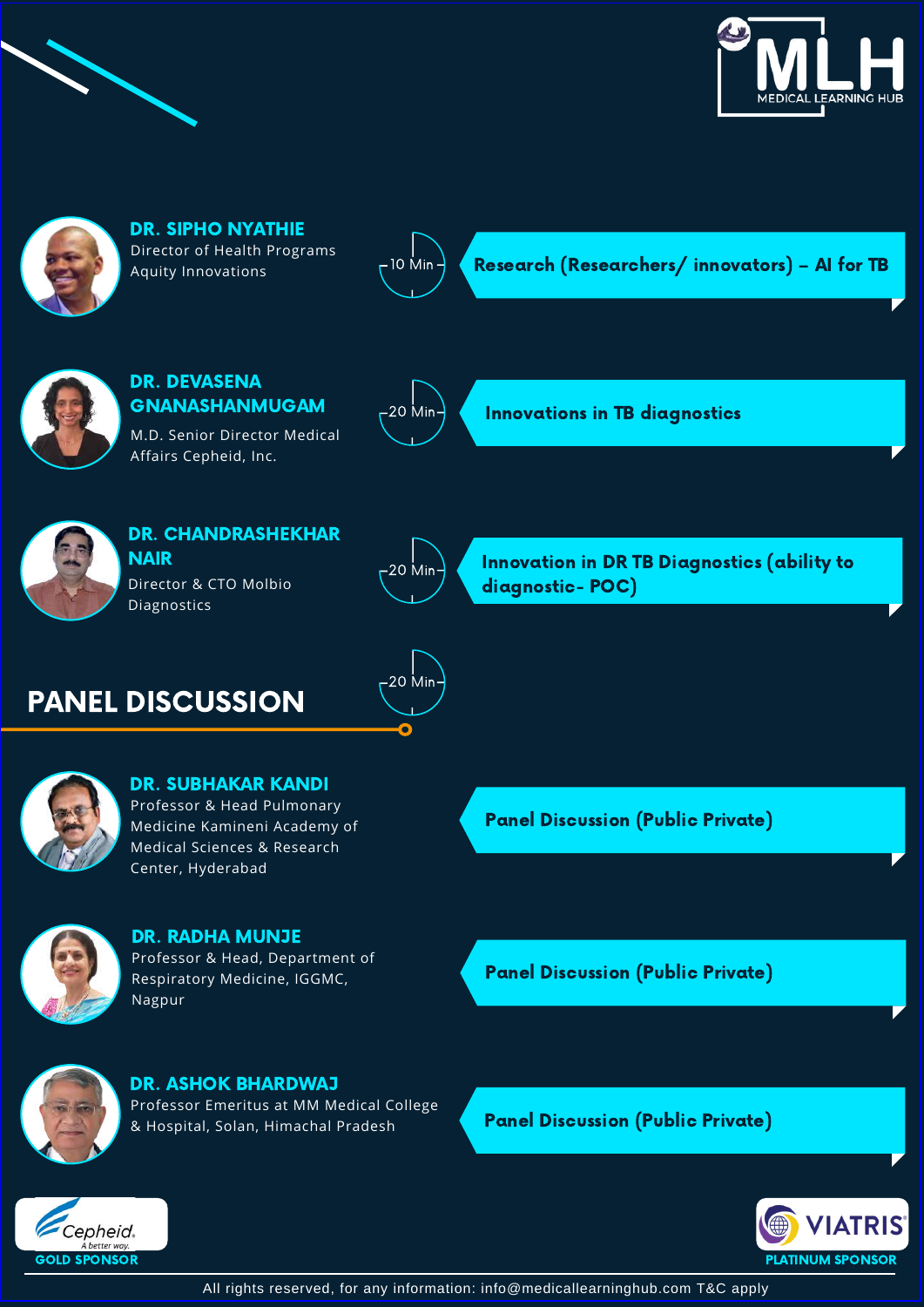MLH MEDICAL LEARNING HUB

**DR. SIPHO NYATHIE**
Director of Health Programs
Aquity Innovations

10 Min — **Research (Researchers/ innovators) – AI for TB**

**DR. DEVASENA GNANASHANMUGAM**
M.D. Senior Director Medical Affairs Cepheid, Inc.

20 Min — **Innovations in TB diagnostics**

**DR. CHANDRASHEKHAR NAIR**
Director & CTO Molbio Diagnostics

20 Min — **Innovation in DR TB Diagnostics (ability to diagnostic- POC)**

## PANEL DISCUSSION

20 Min

**DR. SUBHAKAR KANDI**
Professor & Head Pulmonary Medicine Kamineni Academy of Medical Sciences & Research Center, Hyderabad

**Panel Discussion (Public Private)**

**DR. RADHA MUNJE**
Professor & Head, Department of Respiratory Medicine, IGGMC, Nagpur

**Panel Discussion (Public Private)**

**DR. ASHOK BHARDWAJ**
Professor Emeritus at MM Medical College & Hospital, Solan, Himachal Pradesh

**Panel Discussion (Public Private)**

Cepheid. A better way.
GOLD SPONSOR

VIATRIS
PLATINUM SPONSOR

All rights reserved, for any information: info@medicallearninghub.com T&C apply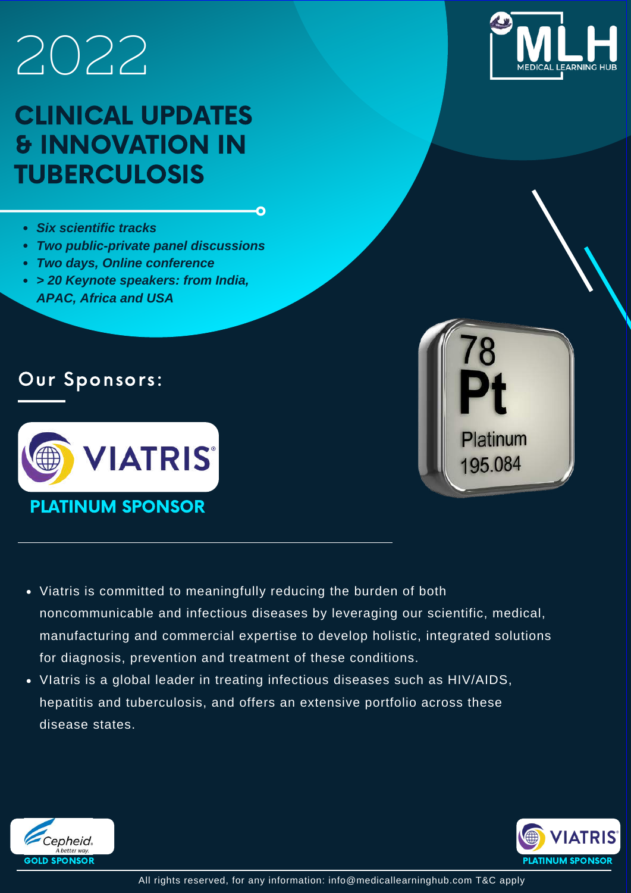# 2022

# CLINICAL UPDATES & INNOVATION IN TUBERCULOSIS

- *Six scientific tracks*
- *Two public-private panel discussions*
- *Two days, Online conference*
- *> 20 Keynote speakers: from India, APAC, Africa and USA*

MLH MEDICAL LEARNING HUB

## Our Sponsors:

VIATRIS

**PLATINUM SPONSOR**

78
Pt
Platinum
195.084

- Viatris is committed to meaningfully reducing the burden of both noncommunicable and infectious diseases by leveraging our scientific, medical, manufacturing and commercial expertise to develop holistic, integrated solutions for diagnosis, prevention and treatment of these conditions.
- VIatris is a global leader in treating infectious diseases such as HIV/AIDS, hepatitis and tuberculosis, and offers an extensive portfolio across these disease states.

Cepheid. A better way.
**GOLD SPONSOR**

VIATRIS
**PLATINUM SPONSOR**

All rights reserved, for any information: info@medicallearninghub.com T&C apply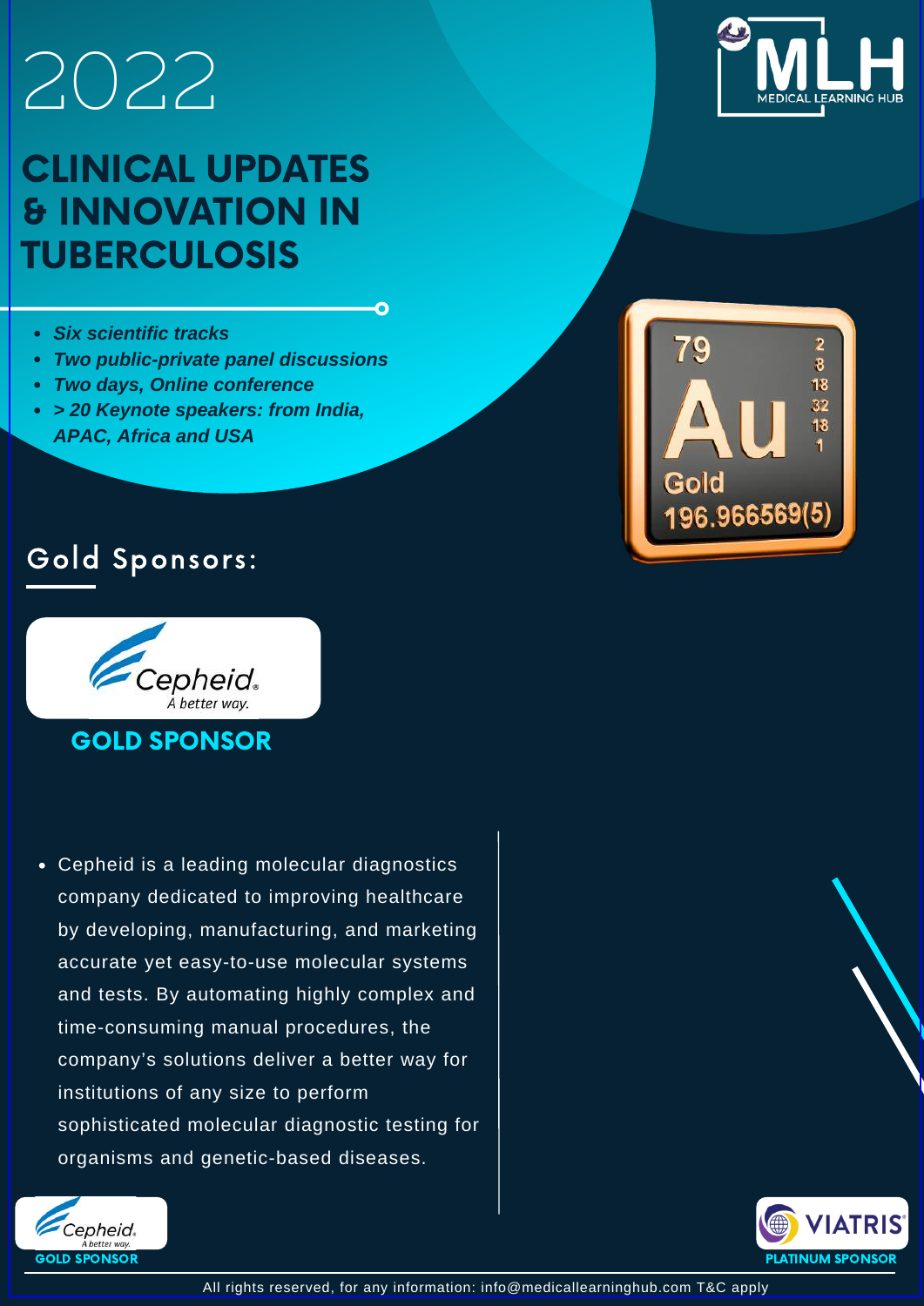# 2022

## CLINICAL UPDATES & INNOVATION IN TUBERCULOSIS

- *Six scientific tracks*
- *Two public-private panel discussions*
- *Two days, Online conference*
- *> 20 Keynote speakers: from India, APAC, Africa and USA*

MLH
MEDICAL LEARNING HUB

79
Au
Gold
196.966569(5)
2
8
18
32
18
1

## Gold Sponsors:

Cepheid. A better way.

**GOLD SPONSOR**

- Cepheid is a leading molecular diagnostics company dedicated to improving healthcare by developing, manufacturing, and marketing accurate yet easy-to-use molecular systems and tests. By automating highly complex and time-consuming manual procedures, the company's solutions deliver a better way for institutions of any size to perform sophisticated molecular diagnostic testing for organisms and genetic-based diseases.

Cepheid. A better way.
**GOLD SPONSOR**

VIATRIS
**PLATINUM SPONSOR**

All rights reserved, for any information: info@medicallearninghub.com T&C apply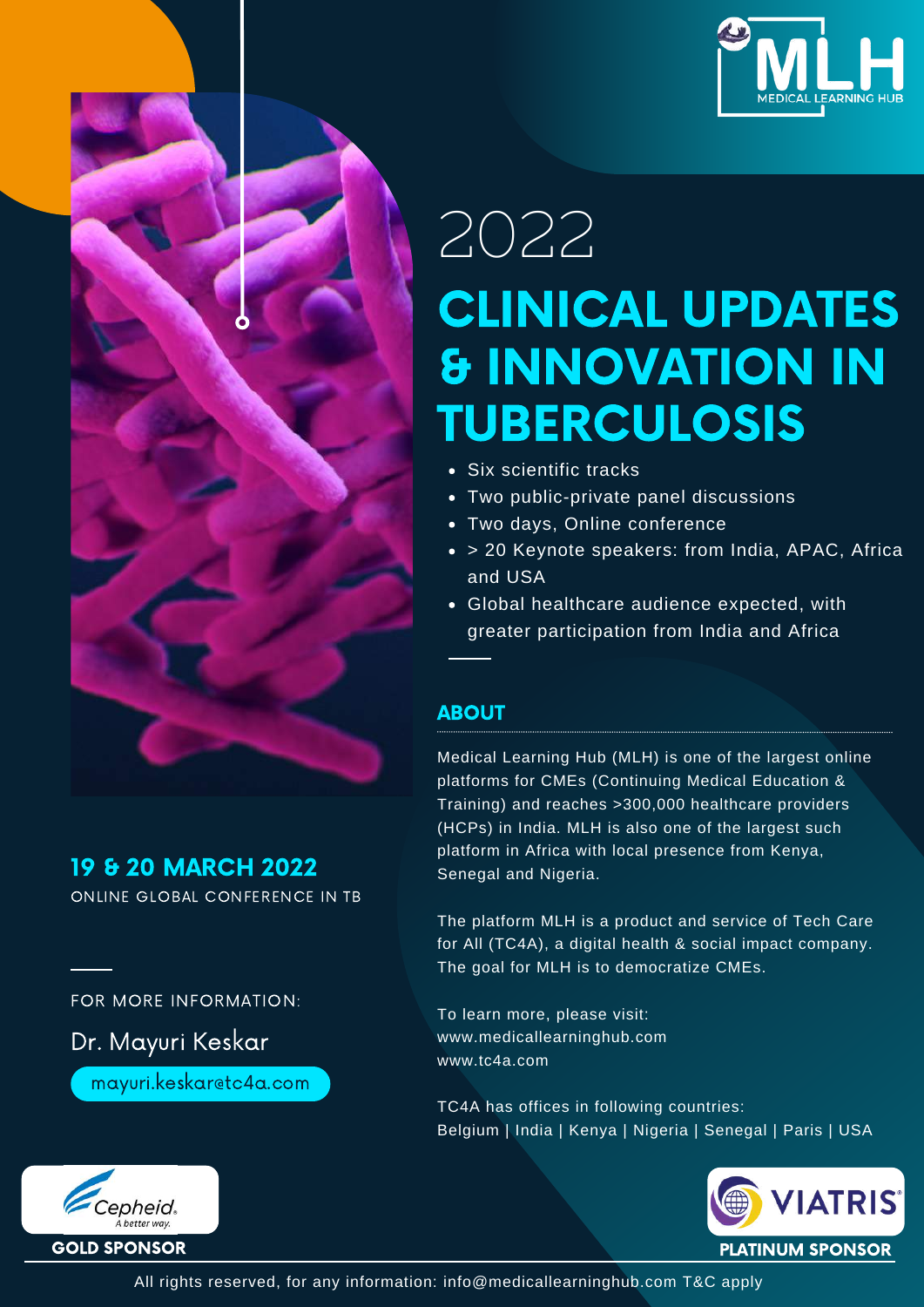MEDICAL LEARNING HUB

# 2022

# CLINICAL UPDATES & INNOVATION IN TUBERCULOSIS

- Six scientific tracks
- Two public-private panel discussions
- Two days, Online conference
- > 20 Keynote speakers: from India, APAC, Africa and USA
- Global healthcare audience expected, with greater participation from India and Africa

## 19 & 20 MARCH 2022

ONLINE GLOBAL CONFERENCE IN TB

FOR MORE INFORMATION:

Dr. Mayuri Keskar

mayuri.keskar@tc4a.com

## ABOUT

Medical Learning Hub (MLH) is one of the largest online platforms for CMEs (Continuing Medical Education & Training) and reaches >300,000 healthcare providers (HCPs) in India. MLH is also one of the largest such platform in Africa with local presence from Kenya, Senegal and Nigeria.

The platform MLH is a product and service of Tech Care for All (TC4A), a digital health & social impact company. The goal for MLH is to democratize CMEs.

To learn more, please visit:
www.medicallearninghub.com
www.tc4a.com

TC4A has offices in following countries:
Belgium | India | Kenya | Nigeria | Senegal | Paris | USA

Cepheid. A better way.

**GOLD SPONSOR**

VIATRIS

**PLATINUM SPONSOR**

All rights reserved, for any information: info@medicallearninghub.com T&C apply